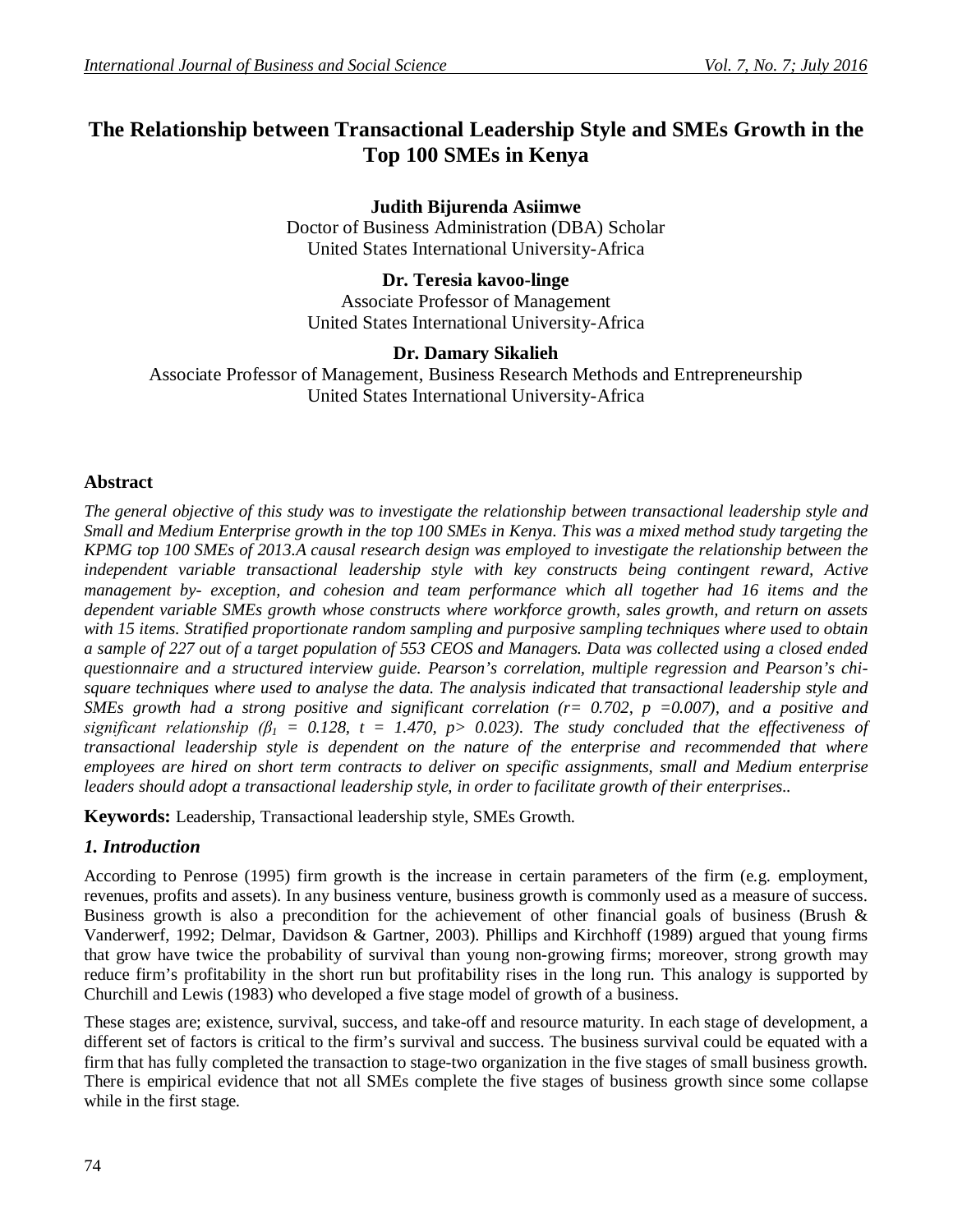# The Relationship between Transactional Leadership Style and SMEs Growth in the Top 100 SMEs in Kenya

**Judith Bijurenda Asiimwe**
Doctor of Business Administration (DBA) Scholar
United States International University-Africa

**Dr. Teresia kavoo-linge**
Associate Professor of Management
United States International University-Africa

**Dr. Damary Sikalieh**
Associate Professor of Management, Business Research Methods and Entrepreneurship
United States International University-Africa

## Abstract

*The general objective of this study was to investigate the relationship between transactional leadership style and Small and Medium Enterprise growth in the top 100 SMEs in Kenya. This was a mixed method study targeting the KPMG top 100 SMEs of 2013.A causal research design was employed to investigate the relationship between the independent variable transactional leadership style with key constructs being contingent reward, Active management by- exception, and cohesion and team performance which all together had 16 items and the dependent variable SMEs growth whose constructs where workforce growth, sales growth, and return on assets with 15 items. Stratified proportionate random sampling and purposive sampling techniques where used to obtain a sample of 227 out of a target population of 553 CEOS and Managers. Data was collected using a closed ended questionnaire and a structured interview guide. Pearson's correlation, multiple regression and Pearson's chi-square techniques where used to analyse the data. The analysis indicated that transactional leadership style and SMEs growth had a strong positive and significant correlation ($r= 0.702$, $p =0.007$), and a positive and significant relationship ($\beta_1 = 0.128$, $t = 1.470$, $p> 0.023$). The study concluded that the effectiveness of transactional leadership style is dependent on the nature of the enterprise and recommended that where employees are hired on short term contracts to deliver on specific assignments, small and Medium enterprise leaders should adopt a transactional leadership style, in order to facilitate growth of their enterprises..*

**Keywords:** Leadership, Transactional leadership style, SMEs Growth.

## *1. Introduction*

According to Penrose (1995) firm growth is the increase in certain parameters of the firm (e.g. employment, revenues, profits and assets). In any business venture, business growth is commonly used as a measure of success. Business growth is also a precondition for the achievement of other financial goals of business (Brush & Vanderwerf, 1992; Delmar, Davidson & Gartner, 2003). Phillips and Kirchhoff (1989) argued that young firms that grow have twice the probability of survival than young non-growing firms; moreover, strong growth may reduce firm's profitability in the short run but profitability rises in the long run. This analogy is supported by Churchill and Lewis (1983) who developed a five stage model of growth of a business.

These stages are; existence, survival, success, and take-off and resource maturity. In each stage of development, a different set of factors is critical to the firm's survival and success. The business survival could be equated with a firm that has fully completed the transaction to stage-two organization in the five stages of small business growth. There is empirical evidence that not all SMEs complete the five stages of business growth since some collapse while in the first stage.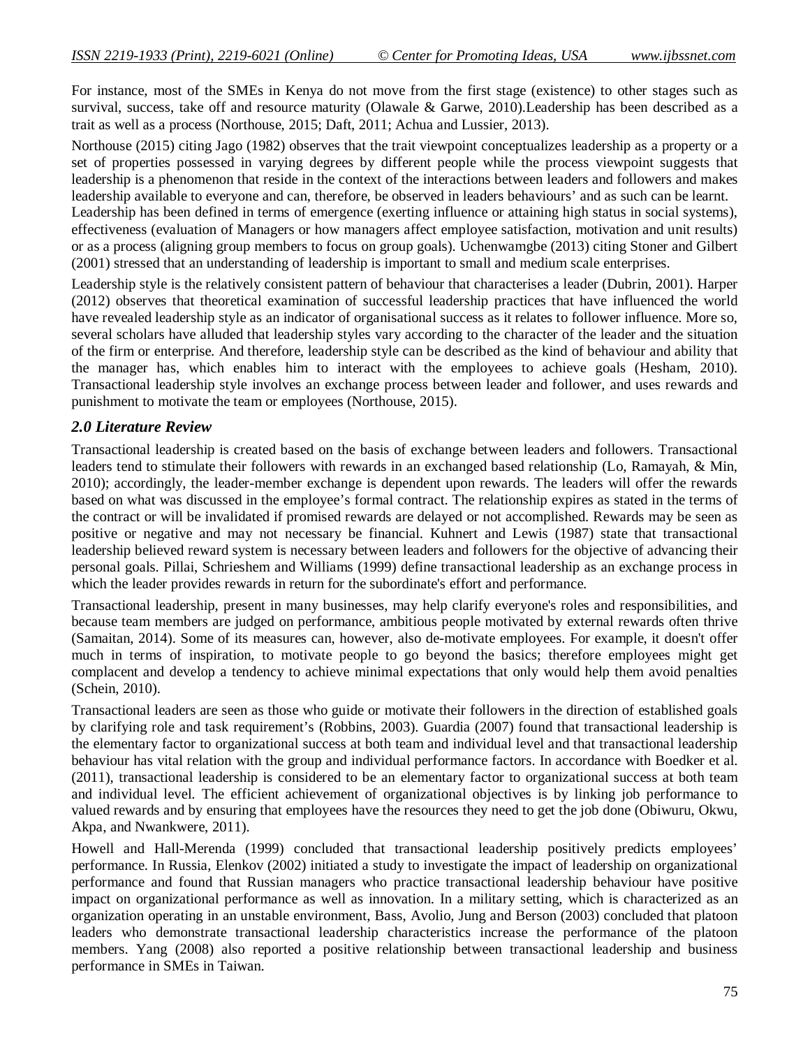For instance, most of the SMEs in Kenya do not move from the first stage (existence) to other stages such as survival, success, take off and resource maturity (Olawale & Garwe, 2010).Leadership has been described as a trait as well as a process (Northouse, 2015; Daft, 2011; Achua and Lussier, 2013).

Northouse (2015) citing Jago (1982) observes that the trait viewpoint conceptualizes leadership as a property or a set of properties possessed in varying degrees by different people while the process viewpoint suggests that leadership is a phenomenon that reside in the context of the interactions between leaders and followers and makes leadership available to everyone and can, therefore, be observed in leaders behaviours' and as such can be learnt. Leadership has been defined in terms of emergence (exerting influence or attaining high status in social systems), effectiveness (evaluation of Managers or how managers affect employee satisfaction, motivation and unit results) or as a process (aligning group members to focus on group goals). Uchenwamgbe (2013) citing Stoner and Gilbert (2001) stressed that an understanding of leadership is important to small and medium scale enterprises.

Leadership style is the relatively consistent pattern of behaviour that characterises a leader (Dubrin, 2001). Harper (2012) observes that theoretical examination of successful leadership practices that have influenced the world have revealed leadership style as an indicator of organisational success as it relates to follower influence. More so, several scholars have alluded that leadership styles vary according to the character of the leader and the situation of the firm or enterprise. And therefore, leadership style can be described as the kind of behaviour and ability that the manager has, which enables him to interact with the employees to achieve goals (Hesham, 2010). Transactional leadership style involves an exchange process between leader and follower, and uses rewards and punishment to motivate the team or employees (Northouse, 2015).

## *2.0 Literature Review*

Transactional leadership is created based on the basis of exchange between leaders and followers. Transactional leaders tend to stimulate their followers with rewards in an exchanged based relationship (Lo, Ramayah, & Min, 2010); accordingly, the leader-member exchange is dependent upon rewards. The leaders will offer the rewards based on what was discussed in the employee's formal contract. The relationship expires as stated in the terms of the contract or will be invalidated if promised rewards are delayed or not accomplished. Rewards may be seen as positive or negative and may not necessary be financial. Kuhnert and Lewis (1987) state that transactional leadership believed reward system is necessary between leaders and followers for the objective of advancing their personal goals. Pillai, Schrieshem and Williams (1999) define transactional leadership as an exchange process in which the leader provides rewards in return for the subordinate's effort and performance.

Transactional leadership, present in many businesses, may help clarify everyone's roles and responsibilities, and because team members are judged on performance, ambitious people motivated by external rewards often thrive (Samaitan, 2014). Some of its measures can, however, also de-motivate employees. For example, it doesn't offer much in terms of inspiration, to motivate people to go beyond the basics; therefore employees might get complacent and develop a tendency to achieve minimal expectations that only would help them avoid penalties (Schein, 2010).

Transactional leaders are seen as those who guide or motivate their followers in the direction of established goals by clarifying role and task requirement's (Robbins, 2003). Guardia (2007) found that transactional leadership is the elementary factor to organizational success at both team and individual level and that transactional leadership behaviour has vital relation with the group and individual performance factors. In accordance with Boedker et al. (2011), transactional leadership is considered to be an elementary factor to organizational success at both team and individual level. The efficient achievement of organizational objectives is by linking job performance to valued rewards and by ensuring that employees have the resources they need to get the job done (Obiwuru, Okwu, Akpa, and Nwankwere, 2011).

Howell and Hall-Merenda (1999) concluded that transactional leadership positively predicts employees' performance. In Russia, Elenkov (2002) initiated a study to investigate the impact of leadership on organizational performance and found that Russian managers who practice transactional leadership behaviour have positive impact on organizational performance as well as innovation. In a military setting, which is characterized as an organization operating in an unstable environment, Bass, Avolio, Jung and Berson (2003) concluded that platoon leaders who demonstrate transactional leadership characteristics increase the performance of the platoon members. Yang (2008) also reported a positive relationship between transactional leadership and business performance in SMEs in Taiwan.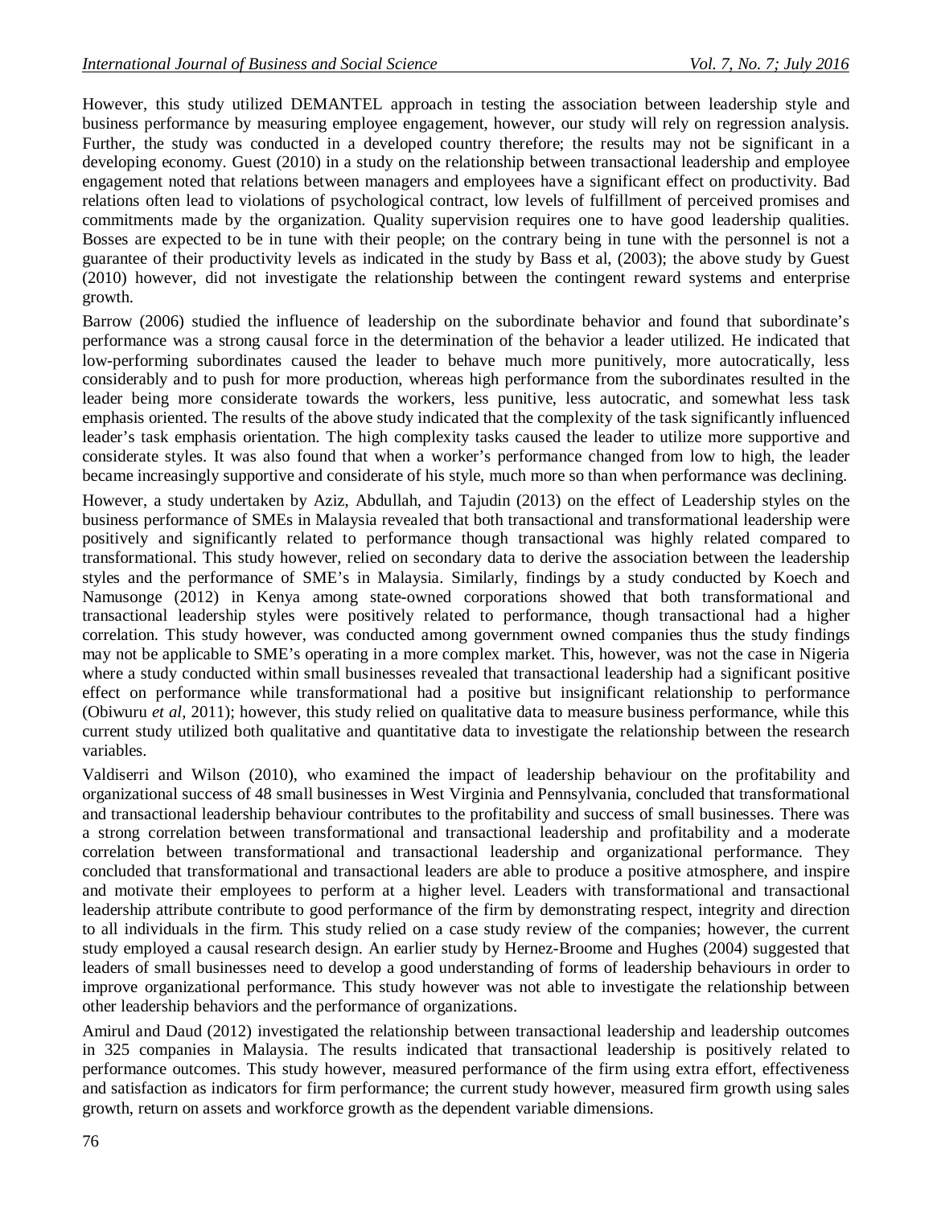However, this study utilized DEMANTEL approach in testing the association between leadership style and business performance by measuring employee engagement, however, our study will rely on regression analysis. Further, the study was conducted in a developed country therefore; the results may not be significant in a developing economy. Guest (2010) in a study on the relationship between transactional leadership and employee engagement noted that relations between managers and employees have a significant effect on productivity. Bad relations often lead to violations of psychological contract, low levels of fulfillment of perceived promises and commitments made by the organization. Quality supervision requires one to have good leadership qualities. Bosses are expected to be in tune with their people; on the contrary being in tune with the personnel is not a guarantee of their productivity levels as indicated in the study by Bass et al, (2003); the above study by Guest (2010) however, did not investigate the relationship between the contingent reward systems and enterprise growth.

Barrow (2006) studied the influence of leadership on the subordinate behavior and found that subordinate's performance was a strong causal force in the determination of the behavior a leader utilized. He indicated that low-performing subordinates caused the leader to behave much more punitively, more autocratically, less considerably and to push for more production, whereas high performance from the subordinates resulted in the leader being more considerate towards the workers, less punitive, less autocratic, and somewhat less task emphasis oriented. The results of the above study indicated that the complexity of the task significantly influenced leader's task emphasis orientation. The high complexity tasks caused the leader to utilize more supportive and considerate styles. It was also found that when a worker's performance changed from low to high, the leader became increasingly supportive and considerate of his style, much more so than when performance was declining.

However, a study undertaken by Aziz, Abdullah, and Tajudin (2013) on the effect of Leadership styles on the business performance of SMEs in Malaysia revealed that both transactional and transformational leadership were positively and significantly related to performance though transactional was highly related compared to transformational. This study however, relied on secondary data to derive the association between the leadership styles and the performance of SME's in Malaysia. Similarly, findings by a study conducted by Koech and Namusonge (2012) in Kenya among state-owned corporations showed that both transformational and transactional leadership styles were positively related to performance, though transactional had a higher correlation. This study however, was conducted among government owned companies thus the study findings may not be applicable to SME's operating in a more complex market. This, however, was not the case in Nigeria where a study conducted within small businesses revealed that transactional leadership had a significant positive effect on performance while transformational had a positive but insignificant relationship to performance (Obiwuru *et al,* 2011); however, this study relied on qualitative data to measure business performance, while this current study utilized both qualitative and quantitative data to investigate the relationship between the research variables.

Valdiserri and Wilson (2010), who examined the impact of leadership behaviour on the profitability and organizational success of 48 small businesses in West Virginia and Pennsylvania, concluded that transformational and transactional leadership behaviour contributes to the profitability and success of small businesses. There was a strong correlation between transformational and transactional leadership and profitability and a moderate correlation between transformational and transactional leadership and organizational performance. They concluded that transformational and transactional leaders are able to produce a positive atmosphere, and inspire and motivate their employees to perform at a higher level. Leaders with transformational and transactional leadership attribute contribute to good performance of the firm by demonstrating respect, integrity and direction to all individuals in the firm. This study relied on a case study review of the companies; however, the current study employed a causal research design. An earlier study by Hernez-Broome and Hughes (2004) suggested that leaders of small businesses need to develop a good understanding of forms of leadership behaviours in order to improve organizational performance. This study however was not able to investigate the relationship between other leadership behaviors and the performance of organizations.

Amirul and Daud (2012) investigated the relationship between transactional leadership and leadership outcomes in 325 companies in Malaysia. The results indicated that transactional leadership is positively related to performance outcomes. This study however, measured performance of the firm using extra effort, effectiveness and satisfaction as indicators for firm performance; the current study however, measured firm growth using sales growth, return on assets and workforce growth as the dependent variable dimensions.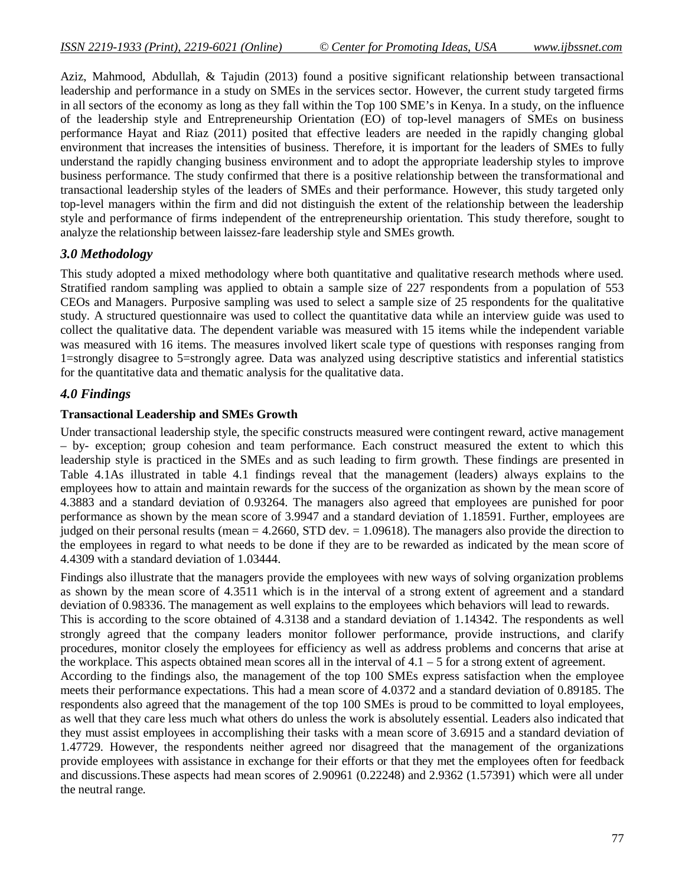Aziz, Mahmood, Abdullah, & Tajudin (2013) found a positive significant relationship between transactional leadership and performance in a study on SMEs in the services sector. However, the current study targeted firms in all sectors of the economy as long as they fall within the Top 100 SME's in Kenya. In a study, on the influence of the leadership style and Entrepreneurship Orientation (EO) of top-level managers of SMEs on business performance Hayat and Riaz (2011) posited that effective leaders are needed in the rapidly changing global environment that increases the intensities of business. Therefore, it is important for the leaders of SMEs to fully understand the rapidly changing business environment and to adopt the appropriate leadership styles to improve business performance. The study confirmed that there is a positive relationship between the transformational and transactional leadership styles of the leaders of SMEs and their performance. However, this study targeted only top-level managers within the firm and did not distinguish the extent of the relationship between the leadership style and performance of firms independent of the entrepreneurship orientation. This study therefore, sought to analyze the relationship between laissez-fare leadership style and SMEs growth.

## *3.0 Methodology*

This study adopted a mixed methodology where both quantitative and qualitative research methods where used. Stratified random sampling was applied to obtain a sample size of 227 respondents from a population of 553 CEOs and Managers. Purposive sampling was used to select a sample size of 25 respondents for the qualitative study. A structured questionnaire was used to collect the quantitative data while an interview guide was used to collect the qualitative data. The dependent variable was measured with 15 items while the independent variable was measured with 16 items. The measures involved likert scale type of questions with responses ranging from 1=strongly disagree to 5=strongly agree. Data was analyzed using descriptive statistics and inferential statistics for the quantitative data and thematic analysis for the qualitative data.

## *4.0 Findings*

### Transactional Leadership and SMEs Growth

Under transactional leadership style, the specific constructs measured were contingent reward, active management – by- exception; group cohesion and team performance. Each construct measured the extent to which this leadership style is practiced in the SMEs and as such leading to firm growth. These findings are presented in Table 4.1As illustrated in table 4.1 findings reveal that the management (leaders) always explains to the employees how to attain and maintain rewards for the success of the organization as shown by the mean score of 4.3883 and a standard deviation of 0.93264. The managers also agreed that employees are punished for poor performance as shown by the mean score of 3.9947 and a standard deviation of 1.18591. Further, employees are judged on their personal results (mean = 4.2660, STD dev. = 1.09618). The managers also provide the direction to the employees in regard to what needs to be done if they are to be rewarded as indicated by the mean score of 4.4309 with a standard deviation of 1.03444.

Findings also illustrate that the managers provide the employees with new ways of solving organization problems as shown by the mean score of 4.3511 which is in the interval of a strong extent of agreement and a standard deviation of 0.98336. The management as well explains to the employees which behaviors will lead to rewards. This is according to the score obtained of 4.3138 and a standard deviation of 1.14342. The respondents as well strongly agreed that the company leaders monitor follower performance, provide instructions, and clarify procedures, monitor closely the employees for efficiency as well as address problems and concerns that arise at the workplace. This aspects obtained mean scores all in the interval of 4.1 – 5 for a strong extent of agreement.

According to the findings also, the management of the top 100 SMEs express satisfaction when the employee meets their performance expectations. This had a mean score of 4.0372 and a standard deviation of 0.89185. The respondents also agreed that the management of the top 100 SMEs is proud to be committed to loyal employees, as well that they care less much what others do unless the work is absolutely essential. Leaders also indicated that they must assist employees in accomplishing their tasks with a mean score of 3.6915 and a standard deviation of 1.47729. However, the respondents neither agreed nor disagreed that the management of the organizations provide employees with assistance in exchange for their efforts or that they met the employees often for feedback and discussions.These aspects had mean scores of 2.90961 (0.22248) and 2.9362 (1.57391) which were all under the neutral range.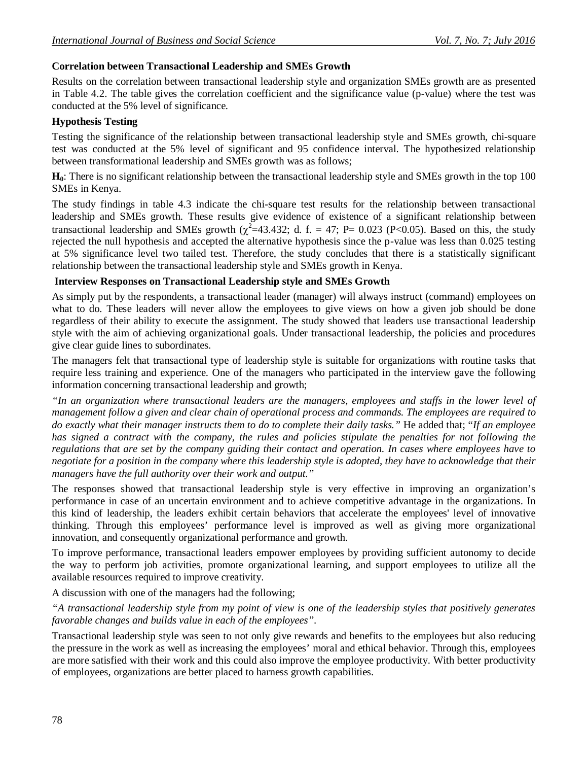### Correlation between Transactional Leadership and SMEs Growth

Results on the correlation between transactional leadership style and organization SMEs growth are as presented in Table 4.2. The table gives the correlation coefficient and the significance value (p-value) where the test was conducted at the 5% level of significance.

### Hypothesis Testing

Testing the significance of the relationship between transactional leadership style and SMEs growth, chi-square test was conducted at the 5% level of significant and 95 confidence interval. The hypothesized relationship between transformational leadership and SMEs growth was as follows;

**$H_0$**: There is no significant relationship between the transactional leadership style and SMEs growth in the top 100 SMEs in Kenya.

The study findings in table 4.3 indicate the chi-square test results for the relationship between transactional leadership and SMEs growth. These results give evidence of existence of a significant relationship between transactional leadership and SMEs growth ($\chi^2$=43.432; d. f. = 47; P= 0.023 (P<0.05). Based on this, the study rejected the null hypothesis and accepted the alternative hypothesis since the p-value was less than 0.025 testing at 5% significance level two tailed test. Therefore, the study concludes that there is a statistically significant relationship between the transactional leadership style and SMEs growth in Kenya.

### Interview Responses on Transactional Leadership style and SMEs Growth

As simply put by the respondents, a transactional leader (manager) will always instruct (command) employees on what to do. These leaders will never allow the employees to give views on how a given job should be done regardless of their ability to execute the assignment. The study showed that leaders use transactional leadership style with the aim of achieving organizational goals. Under transactional leadership, the policies and procedures give clear guide lines to subordinates.

The managers felt that transactional type of leadership style is suitable for organizations with routine tasks that require less training and experience. One of the managers who participated in the interview gave the following information concerning transactional leadership and growth;

*"In an organization where transactional leaders are the managers, employees and staffs in the lower level of management follow a given and clear chain of operational process and commands. The employees are required to do exactly what their manager instructs them to do to complete their daily tasks."* He added that; *"If an employee has signed a contract with the company, the rules and policies stipulate the penalties for not following the regulations that are set by the company guiding their contact and operation. In cases where employees have to negotiate for a position in the company where this leadership style is adopted, they have to acknowledge that their managers have the full authority over their work and output."*

The responses showed that transactional leadership style is very effective in improving an organization's performance in case of an uncertain environment and to achieve competitive advantage in the organizations. In this kind of leadership, the leaders exhibit certain behaviors that accelerate the employees' level of innovative thinking. Through this employees' performance level is improved as well as giving more organizational innovation, and consequently organizational performance and growth.

To improve performance, transactional leaders empower employees by providing sufficient autonomy to decide the way to perform job activities, promote organizational learning, and support employees to utilize all the available resources required to improve creativity.

A discussion with one of the managers had the following;

*"A transactional leadership style from my point of view is one of the leadership styles that positively generates favorable changes and builds value in each of the employees".*

Transactional leadership style was seen to not only give rewards and benefits to the employees but also reducing the pressure in the work as well as increasing the employees' moral and ethical behavior. Through this, employees are more satisfied with their work and this could also improve the employee productivity. With better productivity of employees, organizations are better placed to harness growth capabilities.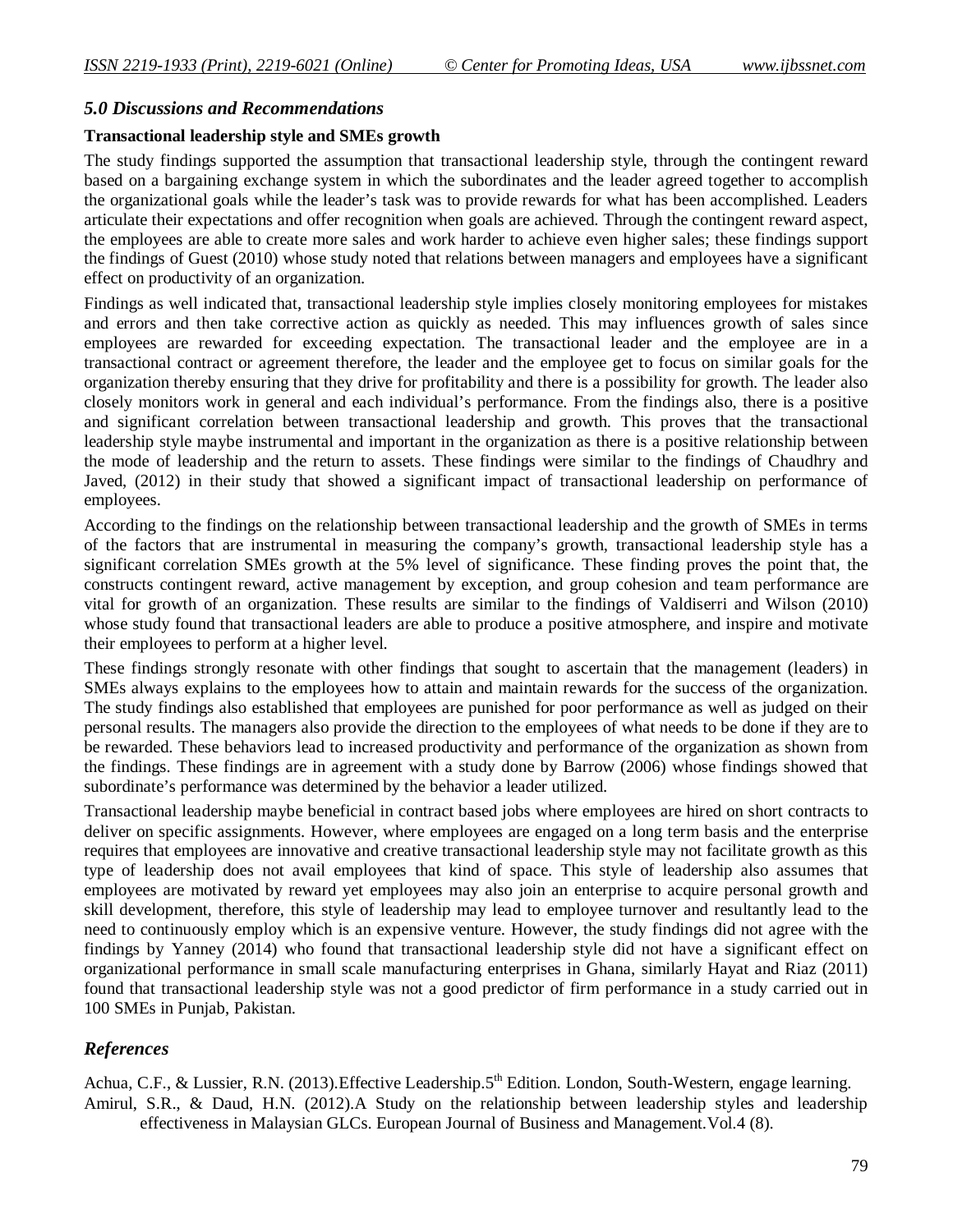### *5.0 Discussions and Recommendations*

**Transactional leadership style and SMEs growth**

The study findings supported the assumption that transactional leadership style, through the contingent reward based on a bargaining exchange system in which the subordinates and the leader agreed together to accomplish the organizational goals while the leader's task was to provide rewards for what has been accomplished. Leaders articulate their expectations and offer recognition when goals are achieved. Through the contingent reward aspect, the employees are able to create more sales and work harder to achieve even higher sales; these findings support the findings of Guest (2010) whose study noted that relations between managers and employees have a significant effect on productivity of an organization.

Findings as well indicated that, transactional leadership style implies closely monitoring employees for mistakes and errors and then take corrective action as quickly as needed. This may influences growth of sales since employees are rewarded for exceeding expectation. The transactional leader and the employee are in a transactional contract or agreement therefore, the leader and the employee get to focus on similar goals for the organization thereby ensuring that they drive for profitability and there is a possibility for growth. The leader also closely monitors work in general and each individual's performance. From the findings also, there is a positive and significant correlation between transactional leadership and growth. This proves that the transactional leadership style maybe instrumental and important in the organization as there is a positive relationship between the mode of leadership and the return to assets. These findings were similar to the findings of Chaudhry and Javed, (2012) in their study that showed a significant impact of transactional leadership on performance of employees.

According to the findings on the relationship between transactional leadership and the growth of SMEs in terms of the factors that are instrumental in measuring the company's growth, transactional leadership style has a significant correlation SMEs growth at the 5% level of significance. These finding proves the point that, the constructs contingent reward, active management by exception, and group cohesion and team performance are vital for growth of an organization. These results are similar to the findings of Valdiserri and Wilson (2010) whose study found that transactional leaders are able to produce a positive atmosphere, and inspire and motivate their employees to perform at a higher level.

These findings strongly resonate with other findings that sought to ascertain that the management (leaders) in SMEs always explains to the employees how to attain and maintain rewards for the success of the organization. The study findings also established that employees are punished for poor performance as well as judged on their personal results. The managers also provide the direction to the employees of what needs to be done if they are to be rewarded. These behaviors lead to increased productivity and performance of the organization as shown from the findings. These findings are in agreement with a study done by Barrow (2006) whose findings showed that subordinate's performance was determined by the behavior a leader utilized.

Transactional leadership maybe beneficial in contract based jobs where employees are hired on short contracts to deliver on specific assignments. However, where employees are engaged on a long term basis and the enterprise requires that employees are innovative and creative transactional leadership style may not facilitate growth as this type of leadership does not avail employees that kind of space. This style of leadership also assumes that employees are motivated by reward yet employees may also join an enterprise to acquire personal growth and skill development, therefore, this style of leadership may lead to employee turnover and resultantly lead to the need to continuously employ which is an expensive venture. However, the study findings did not agree with the findings by Yanney (2014) who found that transactional leadership style did not have a significant effect on organizational performance in small scale manufacturing enterprises in Ghana, similarly Hayat and Riaz (2011) found that transactional leadership style was not a good predictor of firm performance in a study carried out in 100 SMEs in Punjab, Pakistan.

## *References*

Achua, C.F., & Lussier, R.N. (2013).Effective Leadership.5th Edition. London, South-Western, engage learning.

Amirul, S.R., & Daud, H.N. (2012).A Study on the relationship between leadership styles and leadership effectiveness in Malaysian GLCs. European Journal of Business and Management.Vol.4 (8).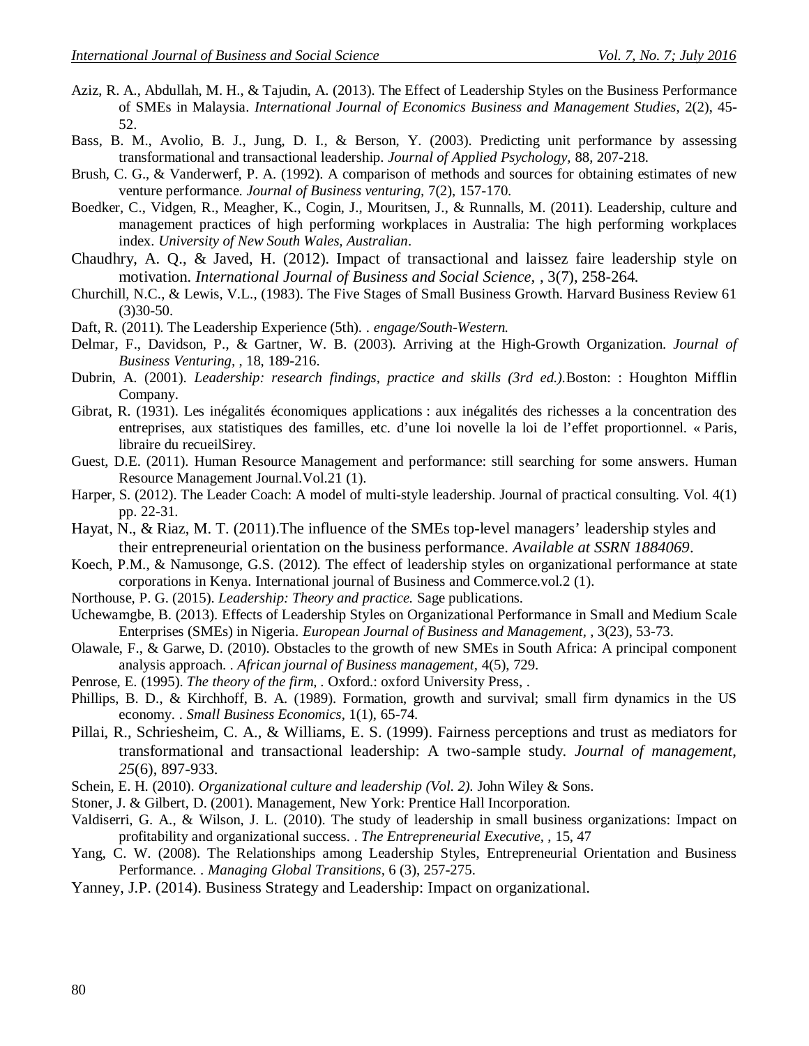Aziz, R. A., Abdullah, M. H., & Tajudin, A. (2013). The Effect of Leadership Styles on the Business Performance of SMEs in Malaysia. *International Journal of Economics Business and Management Studies*, 2(2), 45-52.

Bass, B. M., Avolio, B. J., Jung, D. I., & Berson, Y. (2003). Predicting unit performance by assessing transformational and transactional leadership. *Journal of Applied Psychology,* 88, 207-218.

Brush, C. G., & Vanderwerf, P. A. (1992). A comparison of methods and sources for obtaining estimates of new venture performance. *Journal of Business venturing*, 7(2), 157-170.

Boedker, C., Vidgen, R., Meagher, K., Cogin, J., Mouritsen, J., & Runnalls, M. (2011). Leadership, culture and management practices of high performing workplaces in Australia: The high performing workplaces index. *University of New South Wales, Australian*.

Chaudhry, A. Q., & Javed, H. (2012). Impact of transactional and laissez faire leadership style on motivation. *International Journal of Business and Social Science*, , 3(7), 258-264.

Churchill, N.C., & Lewis, V.L., (1983). The Five Stages of Small Business Growth. Harvard Business Review 61 (3)30-50.

Daft, R. (2011). The Leadership Experience (5th). . *engage/South-Western.*

Delmar, F., Davidson, P., & Gartner, W. B. (2003). Arriving at the High-Growth Organization. *Journal of Business Venturing,* , 18, 189-216.

Dubrin, A. (2001). *Leadership: research findings, practice and skills (3rd ed.).*Boston: : Houghton Mifflin Company.

Gibrat, R. (1931). Les inégalités économiques applications : aux inégalités des richesses a la concentration des entreprises, aux statistiques des familles, etc. d'une loi novelle la loi de l'effet proportionnel. « Paris, libraire du recueilSirey.

Guest, D.E. (2011). Human Resource Management and performance: still searching for some answers. Human Resource Management Journal.Vol.21 (1).

Harper, S. (2012). The Leader Coach: A model of multi-style leadership. Journal of practical consulting. Vol. 4(1) pp. 22-31.

Hayat, N., & Riaz, M. T. (2011).The influence of the SMEs top-level managers' leadership styles and their entrepreneurial orientation on the business performance. *Available at SSRN 1884069*.

Koech, P.M., & Namusonge, G.S. (2012). The effect of leadership styles on organizational performance at state corporations in Kenya. International journal of Business and Commerce.vol.2 (1).

Northouse, P. G. (2015). *Leadership: Theory and practice.* Sage publications.

Uchewamgbe, B. (2013). Effects of Leadership Styles on Organizational Performance in Small and Medium Scale Enterprises (SMEs) in Nigeria. *European Journal of Business and Management*, , 3(23), 53-73.

Olawale, F., & Garwe, D. (2010). Obstacles to the growth of new SMEs in South Africa: A principal component analysis approach. . *African journal of Business management*, 4(5), 729.

Penrose, E. (1995). *The theory of the firm,* . Oxford.: oxford University Press, .

Phillips, B. D., & Kirchhoff, B. A. (1989). Formation, growth and survival; small firm dynamics in the US economy. . *Small Business Economics*, 1(1), 65-74.

Pillai, R., Schriesheim, C. A., & Williams, E. S. (1999). Fairness perceptions and trust as mediators for transformational and transactional leadership: A two-sample study. *Journal of management*, *25*(6), 897-933.

Schein, E. H. (2010). *Organizational culture and leadership (Vol. 2).* John Wiley & Sons.

Stoner, J. & Gilbert, D. (2001). Management, New York: Prentice Hall Incorporation.

Valdiserri, G. A., & Wilson, J. L. (2010). The study of leadership in small business organizations: Impact on profitability and organizational success. . *The Entrepreneurial Executive*, , 15, 47

Yang, C. W. (2008). The Relationships among Leadership Styles, Entrepreneurial Orientation and Business Performance. . *Managing Global Transitions*, 6 (3), 257-275.

Yanney, J.P. (2014). Business Strategy and Leadership: Impact on organizational.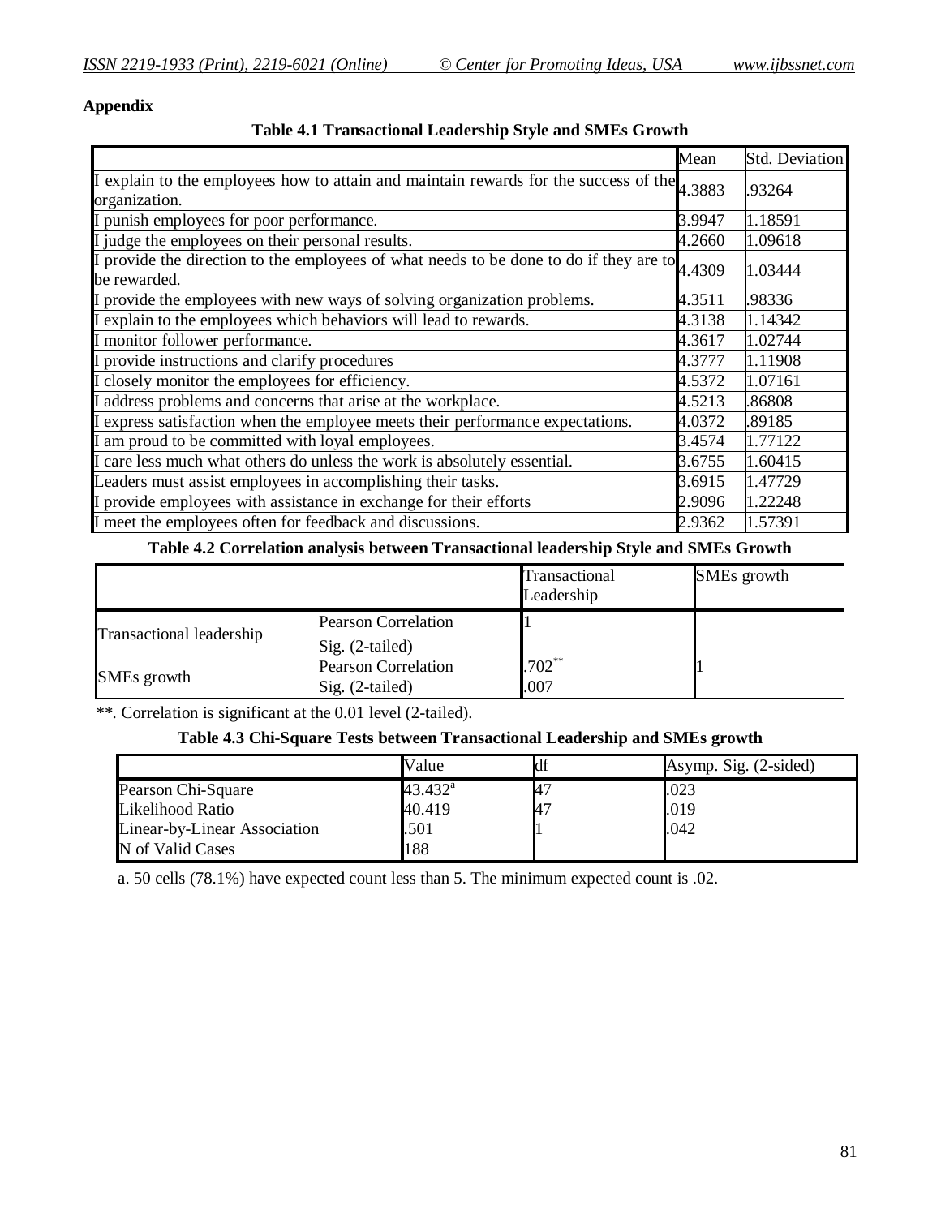**Appendix**

**Table 4.1 Transactional Leadership Style and SMEs Growth**

| | Mean | Std. Deviation |
|---|---|---|
| I explain to the employees how to attain and maintain rewards for the success of the organization. | 4.3883 | .93264 |
| I punish employees for poor performance. | 3.9947 | 1.18591 |
| I judge the employees on their personal results. | 4.2660 | 1.09618 |
| I provide the direction to the employees of what needs to be done to do if they are to be rewarded. | 4.4309 | 1.03444 |
| I provide the employees with new ways of solving organization problems. | 4.3511 | .98336 |
| I explain to the employees which behaviors will lead to rewards. | 4.3138 | 1.14342 |
| I monitor follower performance. | 4.3617 | 1.02744 |
| I provide instructions and clarify procedures | 4.3777 | 1.11908 |
| I closely monitor the employees for efficiency. | 4.5372 | 1.07161 |
| I address problems and concerns that arise at the workplace. | 4.5213 | .86808 |
| I express satisfaction when the employee meets their performance expectations. | 4.0372 | .89185 |
| I am proud to be committed with loyal employees. | 3.4574 | 1.77122 |
| I care less much what others do unless the work is absolutely essential. | 3.6755 | 1.60415 |
| Leaders must assist employees in accomplishing their tasks. | 3.6915 | 1.47729 |
| I provide employees with assistance in exchange for their efforts | 2.9096 | 1.22248 |
| I meet the employees often for feedback and discussions. | 2.9362 | 1.57391 |

**Table 4.2 Correlation analysis between Transactional leadership Style and SMEs Growth**

| | | Transactional Leadership | SMEs growth |
|---|---|---|---|
| Transactional leadership | Pearson Correlation | 1 | |
| | Sig. (2-tailed) | | |
| SMEs growth | Pearson Correlation | .702** | 1 |
| | Sig. (2-tailed) | .007 | |

**. Correlation is significant at the 0.01 level (2-tailed).

**Table 4.3 Chi-Square Tests between Transactional Leadership and SMEs growth**

| | Value | df | Asymp. Sig. (2-sided) |
|---|---|---|---|
| Pearson Chi-Square | 43.432[a] | 47 | .023 |
| Likelihood Ratio | 40.419 | 47 | .019 |
| Linear-by-Linear Association | .501 | 1 | .042 |
| N of Valid Cases | 188 | | |

a. 50 cells (78.1%) have expected count less than 5. The minimum expected count is .02.